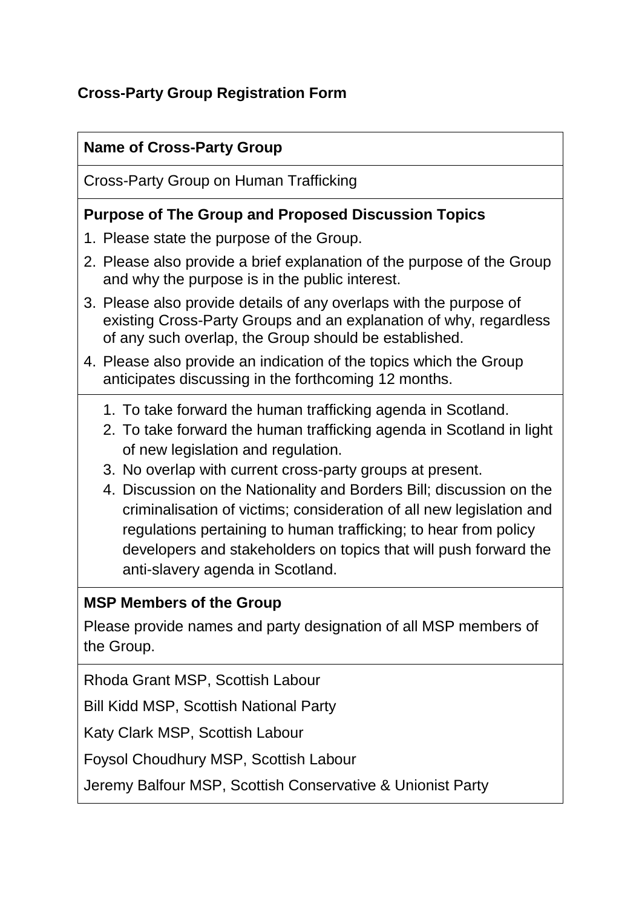## Cross-Party Group Registration Form

**Name of Cross-Party Group**

Cross-Party Group on Human Trafficking

**Purpose of The Group and Proposed Discussion Topics**

1. Please state the purpose of the Group.
2. Please also provide a brief explanation of the purpose of the Group and why the purpose is in the public interest.
3. Please also provide details of any overlaps with the purpose of existing Cross-Party Groups and an explanation of why, regardless of any such overlap, the Group should be established.
4. Please also provide an indication of the topics which the Group anticipates discussing in the forthcoming 12 months.

    1. To take forward the human trafficking agenda in Scotland.
    2. To take forward the human trafficking agenda in Scotland in light of new legislation and regulation.
    3. No overlap with current cross-party groups at present.
    4. Discussion on the Nationality and Borders Bill; discussion on the criminalisation of victims; consideration of all new legislation and regulations pertaining to human trafficking; to hear from policy developers and stakeholders on topics that will push forward the anti-slavery agenda in Scotland.

**MSP Members of the Group**

Please provide names and party designation of all MSP members of the Group.

Rhoda Grant MSP, Scottish Labour

Bill Kidd MSP, Scottish National Party

Katy Clark MSP, Scottish Labour

Foysol Choudhury MSP, Scottish Labour

Jeremy Balfour MSP, Scottish Conservative & Unionist Party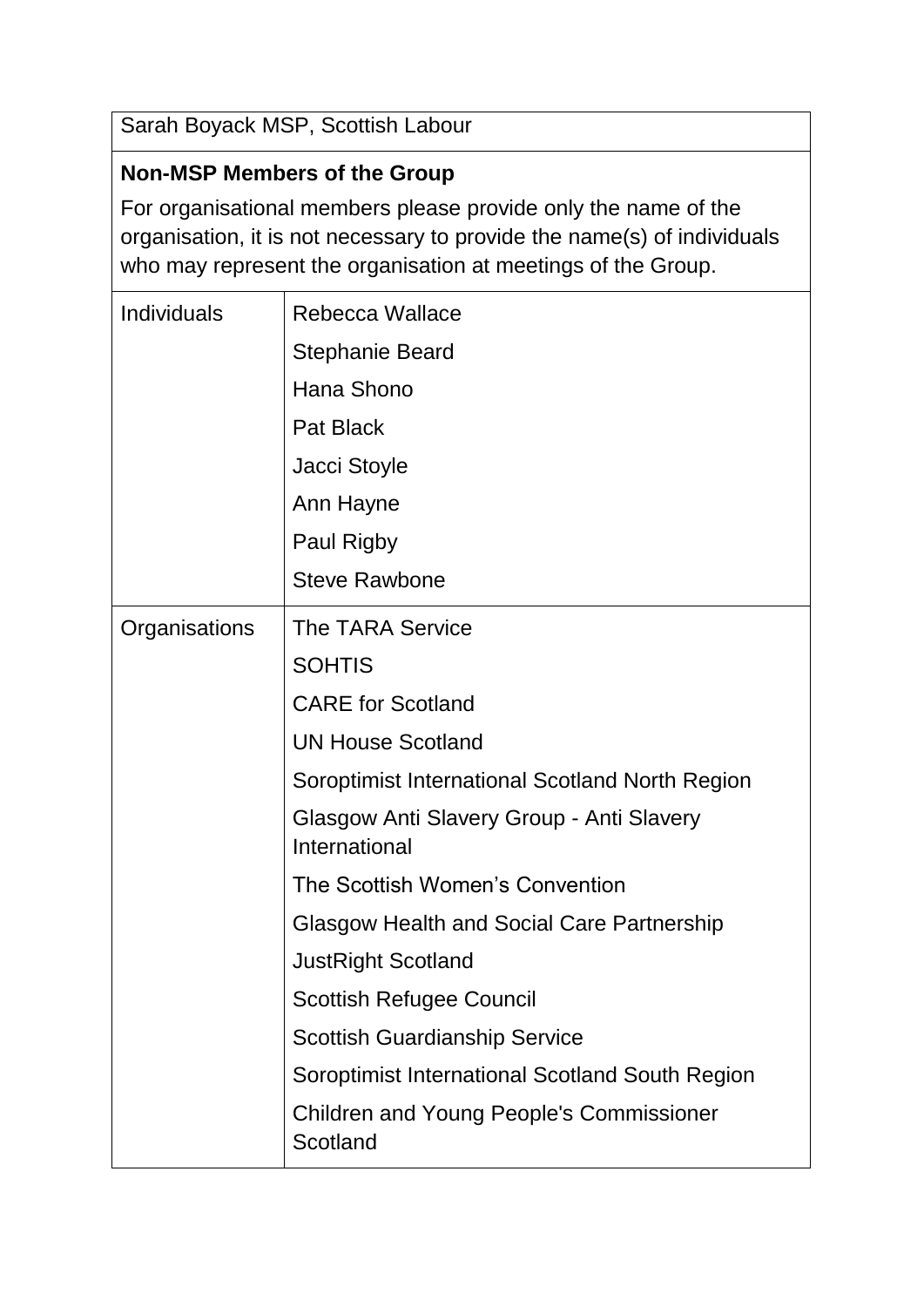| Sarah Boyack MSP, Scottish Labour | |
|---|---|
| **Non-MSP Members of the Group**<br><br>For organisational members please provide only the name of the organisation, it is not necessary to provide the name(s) of individuals who may represent the organisation at meetings of the Group. | |
| Individuals | Rebecca Wallace<br>Stephanie Beard<br>Hana Shono<br>Pat Black<br>Jacci Stoyle<br>Ann Hayne<br>Paul Rigby<br>Steve Rawbone |
| Organisations | The TARA Service<br>SOHTIS<br>CARE for Scotland<br>UN House Scotland<br>Soroptimist International Scotland North Region<br>Glasgow Anti Slavery Group - Anti Slavery International<br>The Scottish Women's Convention<br>Glasgow Health and Social Care Partnership<br>JustRight Scotland<br>Scottish Refugee Council<br>Scottish Guardianship Service<br>Soroptimist International Scotland South Region<br>Children and Young People's Commissioner Scotland |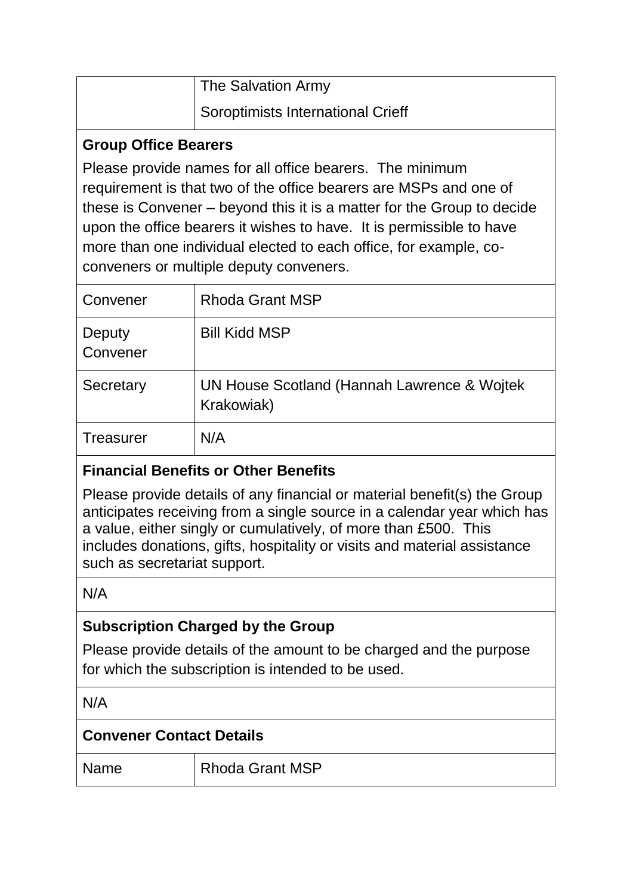| | |
|---|---|
| | The Salvation Army<br>Soroptimists International Crieff |

**Group Office Bearers**

Please provide names for all office bearers. The minimum requirement is that two of the office bearers are MSPs and one of these is Convener – beyond this it is a matter for the Group to decide upon the office bearers it wishes to have. It is permissible to have more than one individual elected to each office, for example, co-conveners or multiple deputy conveners.

| | |
|---|---|
| Convener | Rhoda Grant MSP |
| Deputy Convener | Bill Kidd MSP |
| Secretary | UN House Scotland (Hannah Lawrence & Wojtek Krakowiak) |
| Treasurer | N/A |

**Financial Benefits or Other Benefits**

Please provide details of any financial or material benefit(s) the Group anticipates receiving from a single source in a calendar year which has a value, either singly or cumulatively, of more than £500. This includes donations, gifts, hospitality or visits and material assistance such as secretariat support.

N/A

**Subscription Charged by the Group**

Please provide details of the amount to be charged and the purpose for which the subscription is intended to be used.

N/A

**Convener Contact Details**

| | |
|---|---|
| Name | Rhoda Grant MSP |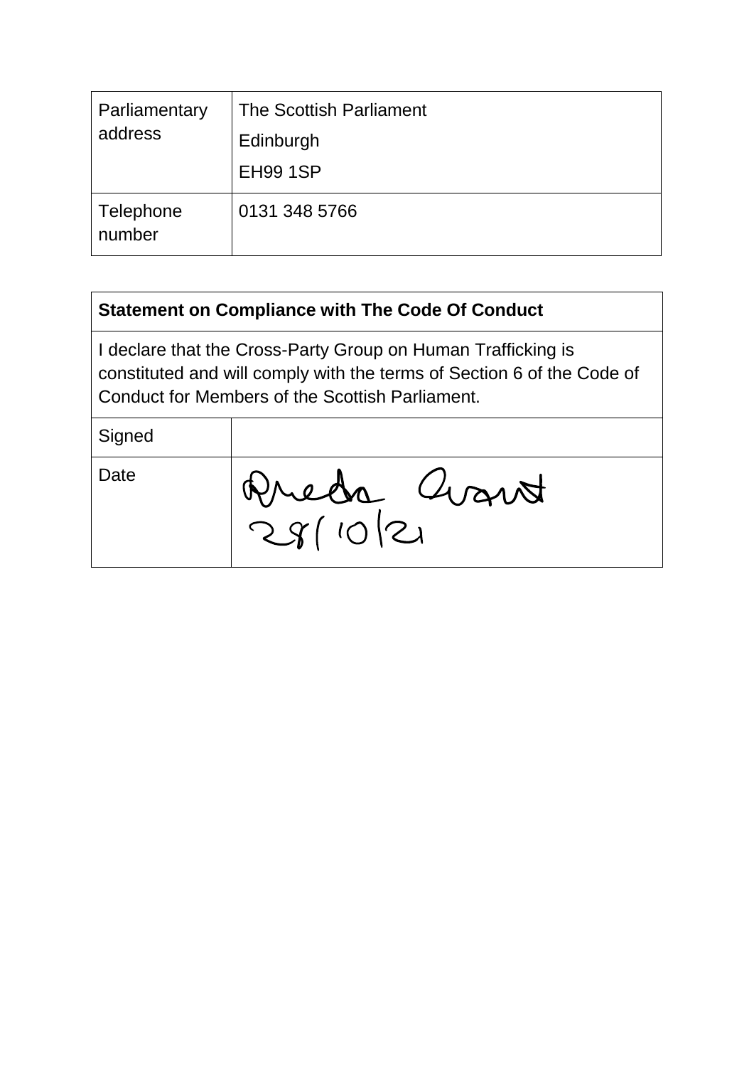| | |
|---|---|
| Parliamentary address | The Scottish Parliament<br>Edinburgh<br>EH99 1SP |
| Telephone number | 0131 348 5766 |

| **Statement on Compliance with The Code Of Conduct** | |
|---|---|
| I declare that the Cross-Party Group on Human Trafficking is constituted and will comply with the terms of Section 6 of the Code of Conduct for Members of the Scottish Parliament. | |
| Signed | |
| Date | Rhoda Grant<br>28/10/21 |